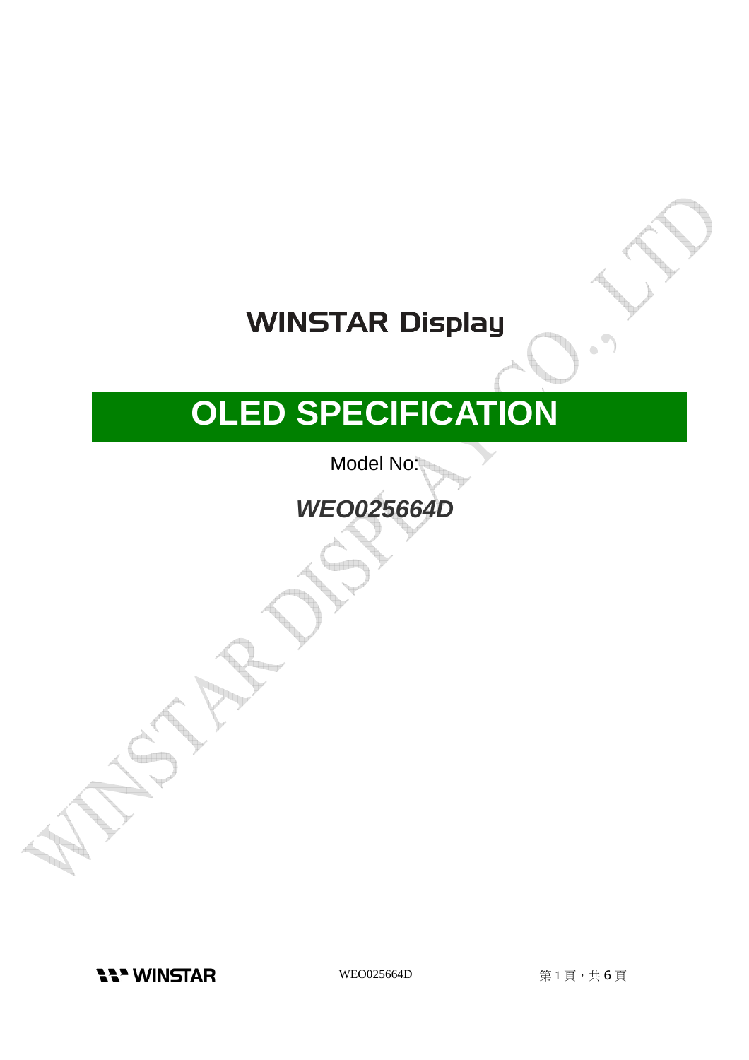# WINSTAR Display

# OLED SPECIFICATION

Model No:

***WEO025664D***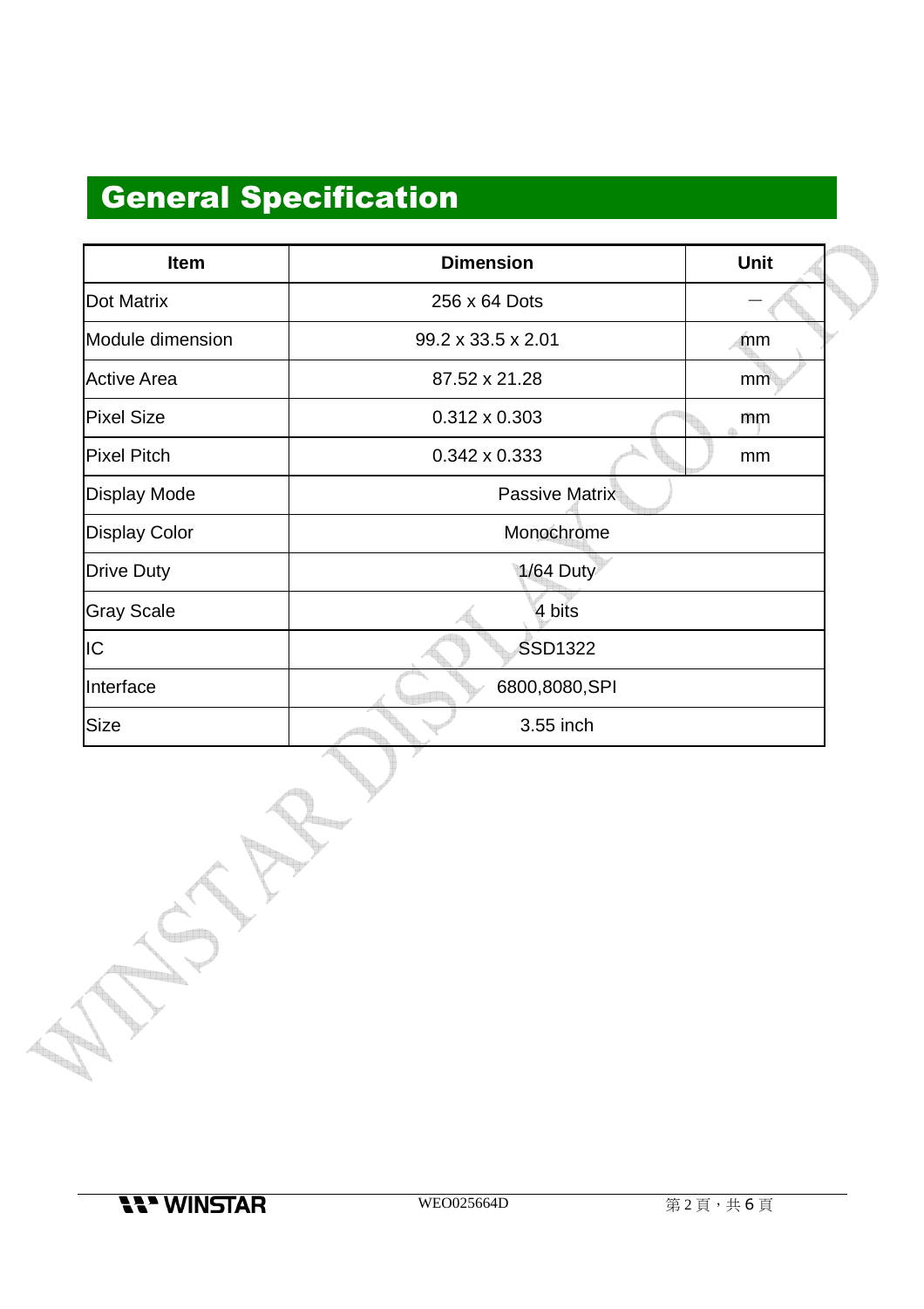## General Specification

| Item | Dimension | Unit |
|---|---|---|
| Dot Matrix | 256 x 64 Dots | － |
| Module dimension | 99.2 x 33.5 x 2.01 | mm |
| Active Area | 87.52 x 21.28 | mm |
| Pixel Size | 0.312 x 0.303 | mm |
| Pixel Pitch | 0.342 x 0.333 | mm |
| Display Mode | Passive Matrix | |
| Display Color | Monochrome | |
| Drive Duty | 1/64 Duty | |
| Gray Scale | 4 bits | |
| IC | SSD1322 | |
| Interface | 6800,8080,SPI | |
| Size | 3.55 inch | |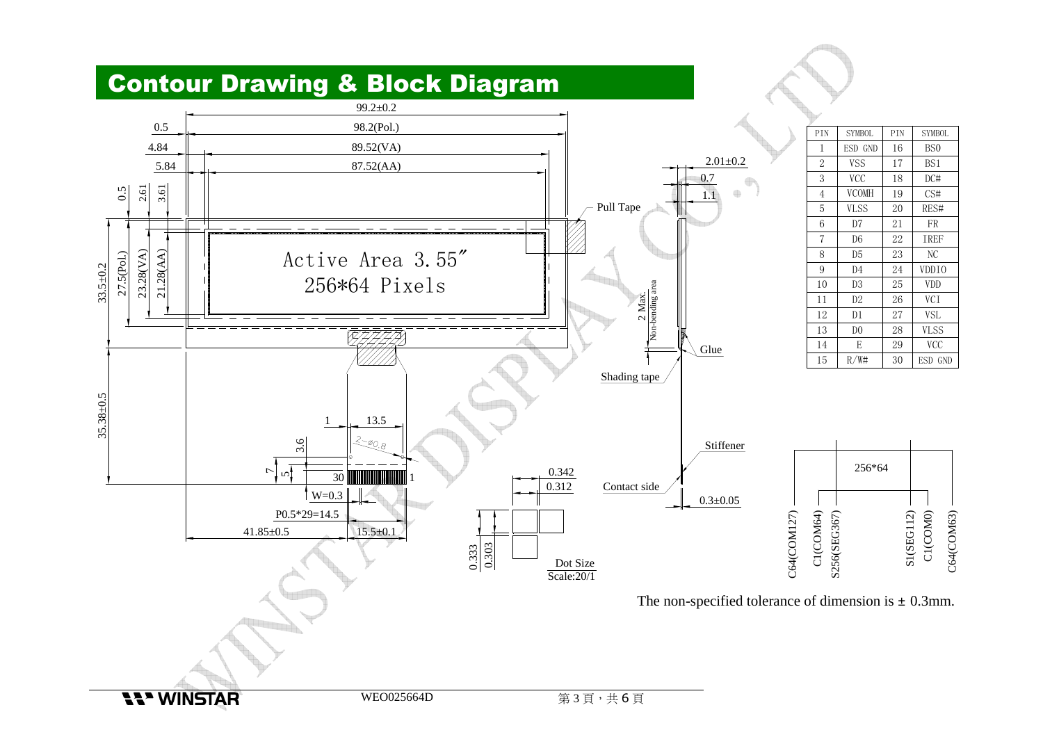## Contour Drawing & Block Diagram

| PIN | SYMBOL | PIN | SYMBOL |
|---|---|---|---|
| 1 | ESD GND | 16 | BS0 |
| 2 | VSS | 17 | BS1 |
| 3 | VCC | 18 | DC# |
| 4 | VCOMH | 19 | CS# |
| 5 | VLSS | 20 | RES# |
| 6 | D7 | 21 | FR |
| 7 | D6 | 22 | IREF |
| 8 | D5 | 23 | NC |
| 9 | D4 | 24 | VDDIO |
| 10 | D3 | 25 | VDD |
| 11 | D2 | 26 | VCI |
| 12 | D1 | 27 | VSL |
| 13 | D0 | 28 | VLSS |
| 14 | E | 29 | VCC |
| 15 | R/W# | 30 | ESD GND |

Active Area 3.55″
256*64 Pixels

99.2±0.2
98.2(Pol.)
89.52(VA)
87.52(AA)
0.5
4.84
5.84
0.5
2.61
3.61
33.5±0.2
27.5(Pol.)
23.28(VA)
21.28(AA)
35.38±0.5
2.01±0.2
0.7
1.1
Pull Tape
2 Max. Non-bending area
Glue
Shading tape
Stiffener
Contact side
0.3±0.05
1
13.5
2-Ø0.8
3.6
7
5
30
W=0.3
P0.5*29=14.5
41.85±0.5
15.5±0.1
0.342
0.312
0.333
0.303
Dot Size
Scale:20/1

256*64
C64(COM127)
C1(COM64)
S256(SEG367)
S1(SEG112)
C1(COM0)
C64(COM63)

The non-specified tolerance of dimension is ± 0.3mm.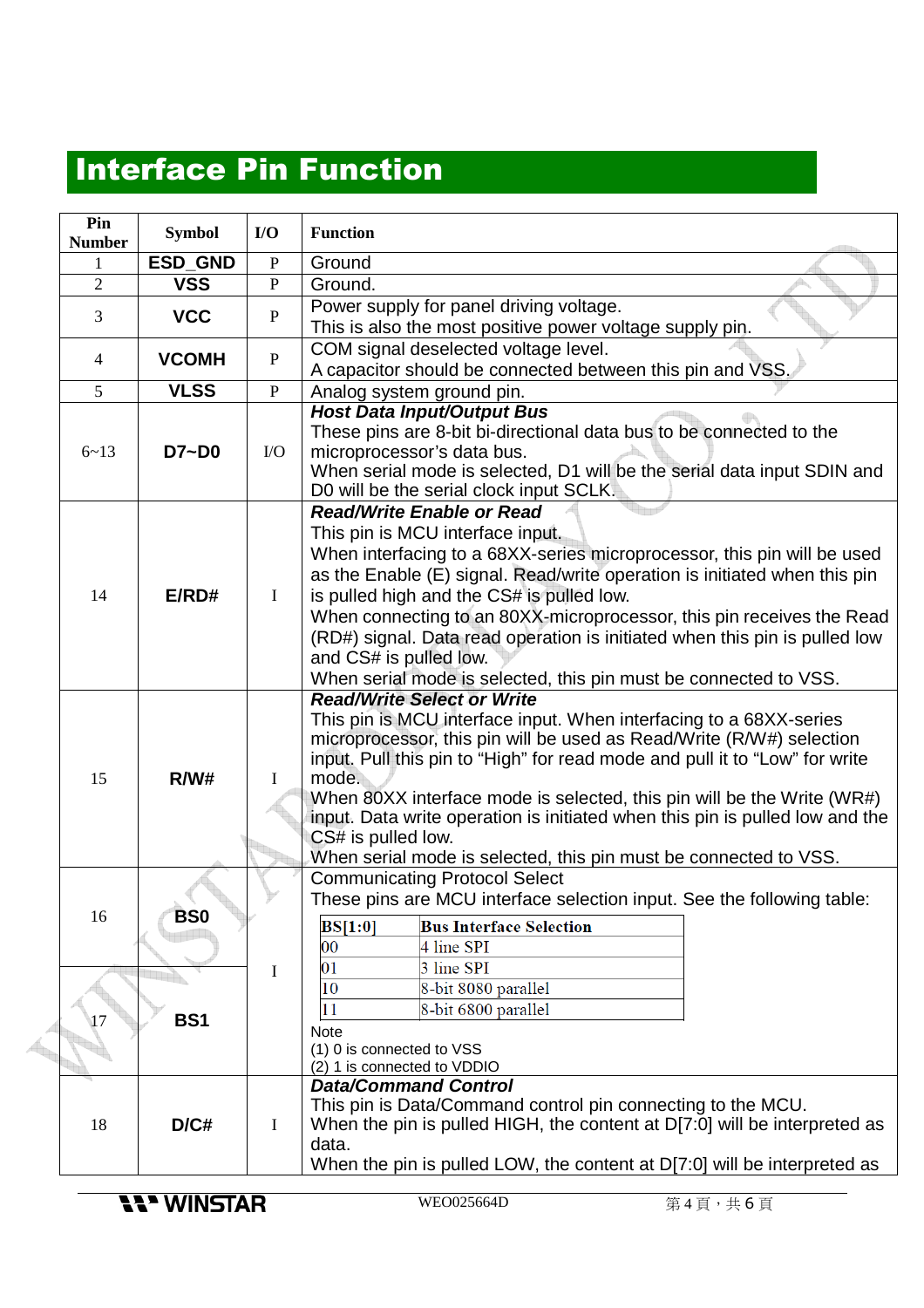## Interface Pin Function

| Pin Number | Symbol | I/O | Function |
|---|---|---|---|
| 1 | **ESD_GND** | P | Ground |
| 2 | **VSS** | P | Ground. |
| 3 | **VCC** | P | Power supply for panel driving voltage.<br>This is also the most positive power voltage supply pin. |
| 4 | **VCOMH** | P | COM signal deselected voltage level.<br>A capacitor should be connected between this pin and VSS. |
| 5 | **VLSS** | P | Analog system ground pin. |
| 6~13 | **D7~D0** | I/O | ***Host Data Input/Output Bus***<br>These pins are 8-bit bi-directional data bus to be connected to the microprocessor's data bus.<br>When serial mode is selected, D1 will be the serial data input SDIN and D0 will be the serial clock input SCLK. |
| 14 | **E/RD#** | I | ***Read/Write Enable or Read***<br>This pin is MCU interface input.<br>When interfacing to a 68XX-series microprocessor, this pin will be used as the Enable (E) signal. Read/write operation is initiated when this pin is pulled high and the CS# is pulled low.<br>When connecting to an 80XX-microprocessor, this pin receives the Read (RD#) signal. Data read operation is initiated when this pin is pulled low and CS# is pulled low.<br>When serial mode is selected, this pin must be connected to VSS. |
| 15 | **R/W#** | I | ***Read/Write Select or Write***<br>This pin is MCU interface input. When interfacing to a 68XX-series microprocessor, this pin will be used as Read/Write (R/W#) selection input. Pull this pin to "High" for read mode and pull it to "Low" for write mode.<br>When 80XX interface mode is selected, this pin will be the Write (WR#) input. Data write operation is initiated when this pin is pulled low and the CS# is pulled low.<br>When serial mode is selected, this pin must be connected to VSS. |
| 16 | **BS0** | I | Communicating Protocol Select<br>These pins are MCU interface selection input. See the following table:<br>**BS[1:0]** — **Bus Interface Selection**<br>00 — 4 line SPI<br>01 — 3 line SPI<br>10 — 8-bit 8080 parallel<br>11 — 8-bit 6800 parallel<br>Note<br>(1) 0 is connected to VSS<br>(2) 1 is connected to VDDIO |
| 17 | **BS1** | I | |
| 18 | **D/C#** | I | ***Data/Command Control***<br>This pin is Data/Command control pin connecting to the MCU.<br>When the pin is pulled HIGH, the content at D[7:0] will be interpreted as data.<br>When the pin is pulled LOW, the content at D[7:0] will be interpreted as |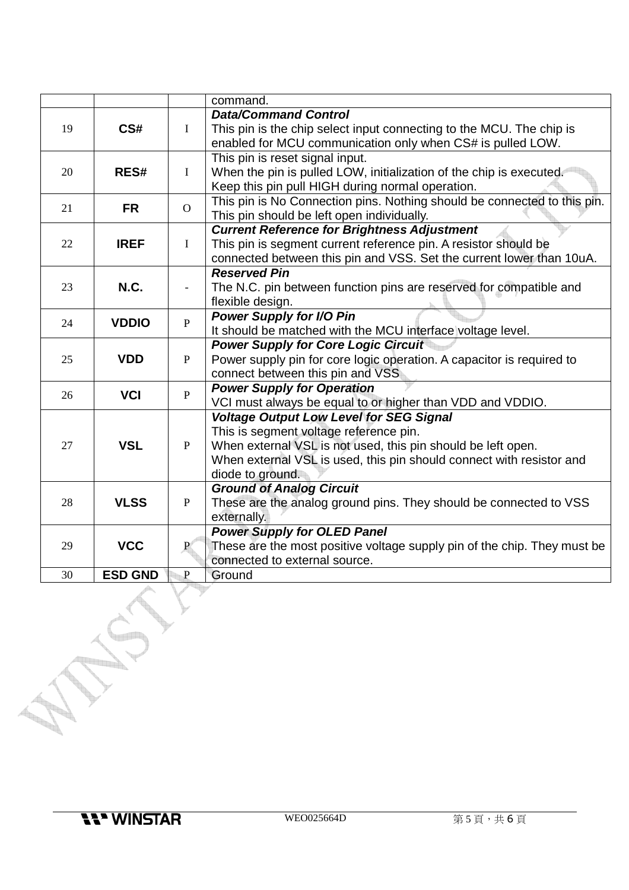| | | | |
|---|---|---|---|
| | | | command. |
| 19 | **CS#** | I | ***Data/Command Control***<br>This pin is the chip select input connecting to the MCU. The chip is enabled for MCU communication only when CS# is pulled LOW. |
| 20 | **RES#** | I | This pin is reset signal input.<br>When the pin is pulled LOW, initialization of the chip is executed.<br>Keep this pin pull HIGH during normal operation. |
| 21 | **FR** | O | This pin is No Connection pins. Nothing should be connected to this pin. This pin should be left open individually. |
| 22 | **IREF** | I | ***Current Reference for Brightness Adjustment***<br>This pin is segment current reference pin. A resistor should be connected between this pin and VSS. Set the current lower than 10uA. |
| 23 | **N.C.** | - | ***Reserved Pin***<br>The N.C. pin between function pins are reserved for compatible and flexible design. |
| 24 | **VDDIO** | P | ***Power Supply for I/O Pin***<br>It should be matched with the MCU interface voltage level. |
| 25 | **VDD** | P | ***Power Supply for Core Logic Circuit***<br>Power supply pin for core logic operation. A capacitor is required to connect between this pin and VSS |
| 26 | **VCI** | P | ***Power Supply for Operation***<br>VCI must always be equal to or higher than VDD and VDDIO. |
| 27 | **VSL** | P | ***Voltage Output Low Level for SEG Signal***<br>This is segment voltage reference pin.<br>When external VSL is not used, this pin should be left open.<br>When external VSL is used, this pin should connect with resistor and diode to ground. |
| 28 | **VLSS** | P | ***Ground of Analog Circuit***<br>These are the analog ground pins. They should be connected to VSS externally. |
| 29 | **VCC** | P | ***Power Supply for OLED Panel***<br>These are the most positive voltage supply pin of the chip. They must be connected to external source. |
| 30 | **ESD GND** | P | Ground |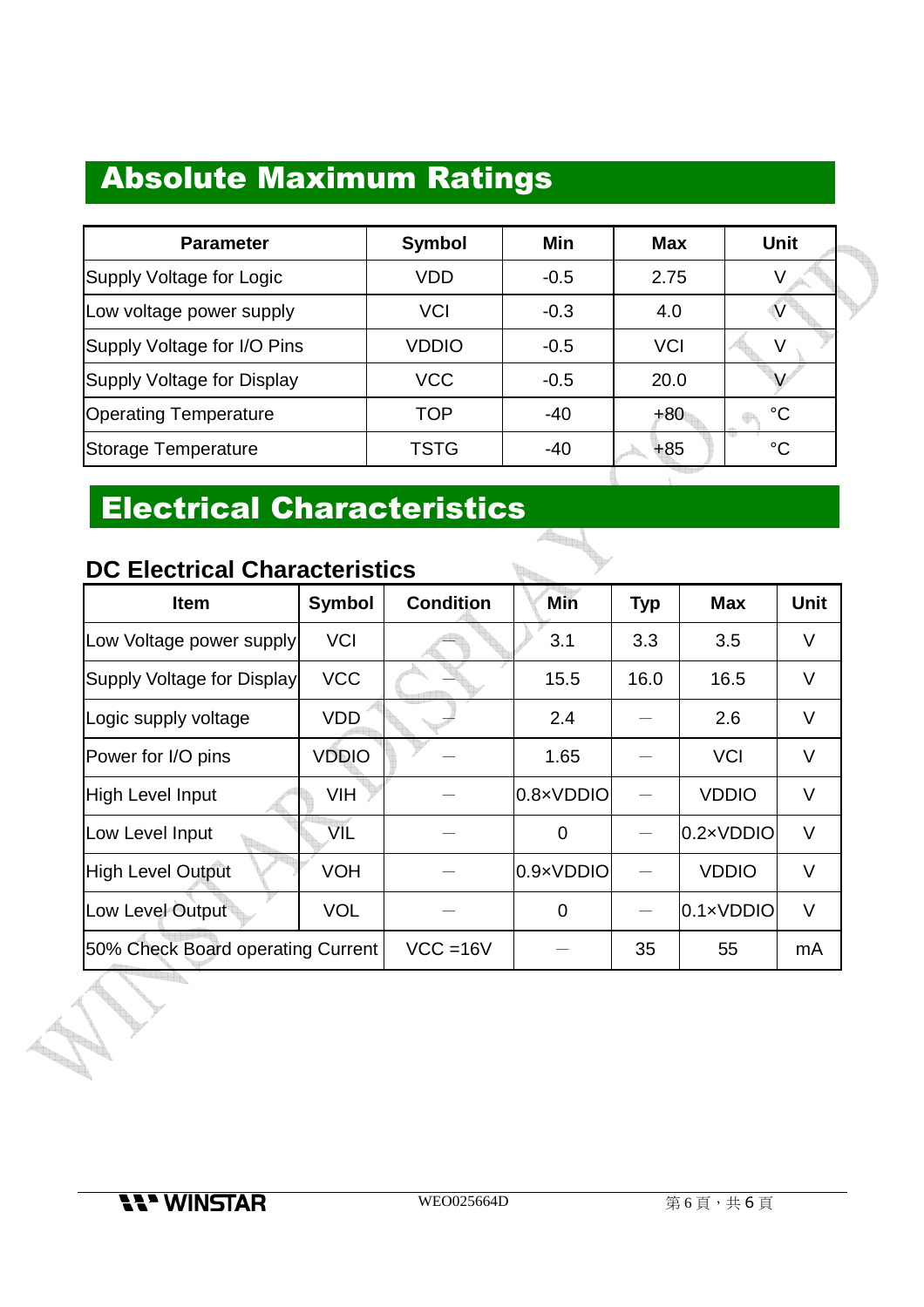# Absolute Maximum Ratings

| Parameter | Symbol | Min | Max | Unit |
|---|---|---|---|---|
| Supply Voltage for Logic | VDD | -0.5 | 2.75 | V |
| Low voltage power supply | VCI | -0.3 | 4.0 | V |
| Supply Voltage for I/O Pins | VDDIO | -0.5 | VCI | V |
| Supply Voltage for Display | VCC | -0.5 | 20.0 | V |
| Operating Temperature | TOP | -40 | +80 | °C |
| Storage Temperature | TSTG | -40 | +85 | °C |

# Electrical Characteristics

## DC Electrical Characteristics

| Item | Symbol | Condition | Min | Typ | Max | Unit |
|---|---|---|---|---|---|---|
| Low Voltage power supply | VCI | — | 3.1 | 3.3 | 3.5 | V |
| Supply Voltage for Display | VCC | — | 15.5 | 16.0 | 16.5 | V |
| Logic supply voltage | VDD | — | 2.4 | — | 2.6 | V |
| Power for I/O pins | VDDIO | — | 1.65 | — | VCI | V |
| High Level Input | VIH | — | 0.8×VDDIO | — | VDDIO | V |
| Low Level Input | VIL | — | 0 | — | 0.2×VDDIO | V |
| High Level Output | VOH | — | 0.9×VDDIO | — | VDDIO | V |
| Low Level Output | VOL | — | 0 | — | 0.1×VDDIO | V |
| 50% Check Board operating Current | | VCC =16V | — | 35 | 55 | mA |